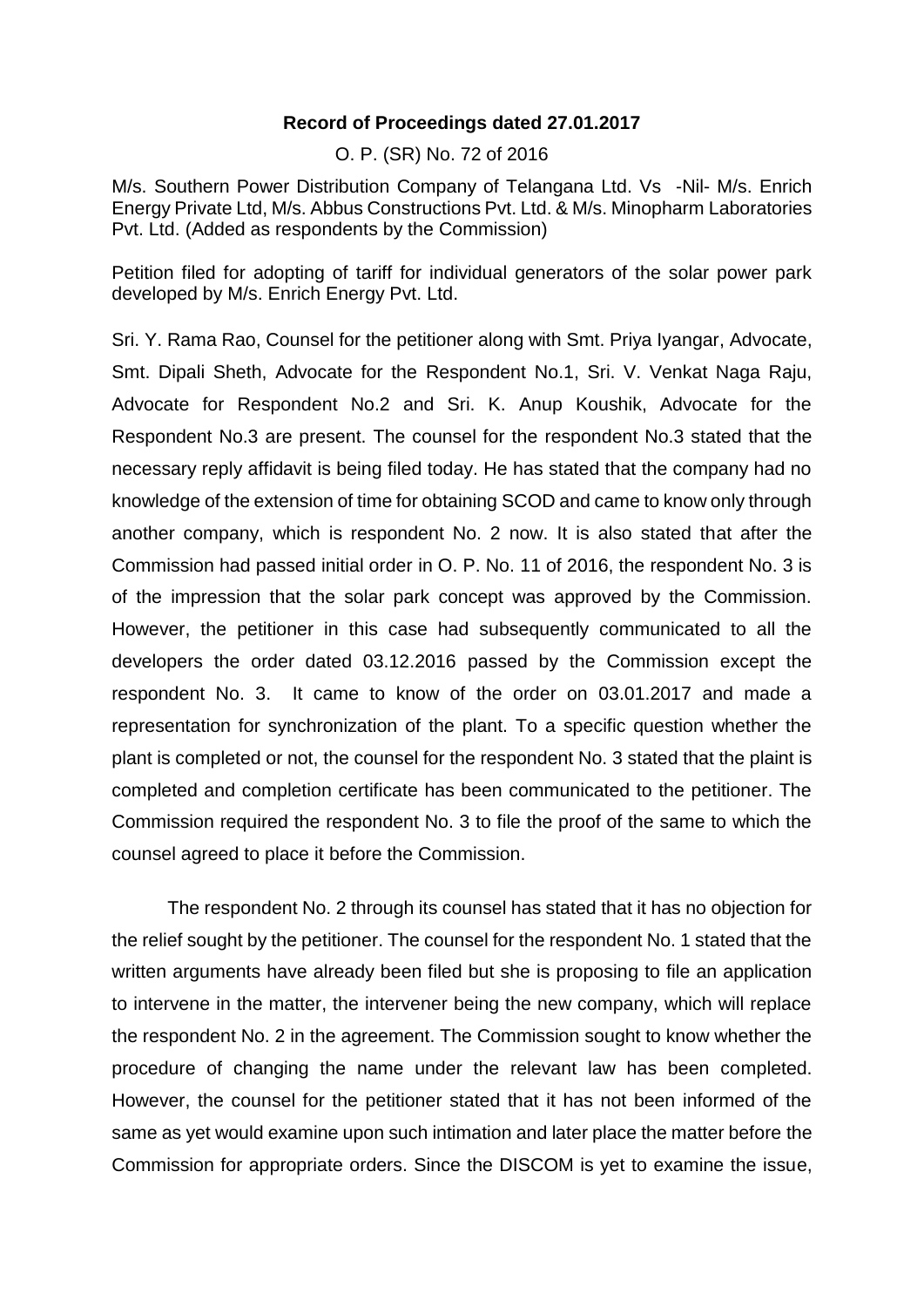**Record of Proceedings dated 27.01.2017**

O. P. (SR) No. 72 of 2016

M/s. Southern Power Distribution Company of Telangana Ltd. Vs -Nil- M/s. Enrich Energy Private Ltd, M/s. Abbus Constructions Pvt. Ltd. & M/s. Minopharm Laboratories Pvt. Ltd. (Added as respondents by the Commission)

Petition filed for adopting of tariff for individual generators of the solar power park developed by M/s. Enrich Energy Pvt. Ltd.

Sri. Y. Rama Rao, Counsel for the petitioner along with Smt. Priya Iyangar, Advocate, Smt. Dipali Sheth, Advocate for the Respondent No.1, Sri. V. Venkat Naga Raju, Advocate for Respondent No.2 and Sri. K. Anup Koushik, Advocate for the Respondent No.3 are present. The counsel for the respondent No.3 stated that the necessary reply affidavit is being filed today. He has stated that the company had no knowledge of the extension of time for obtaining SCOD and came to know only through another company, which is respondent No. 2 now. It is also stated that after the Commission had passed initial order in O. P. No. 11 of 2016, the respondent No. 3 is of the impression that the solar park concept was approved by the Commission. However, the petitioner in this case had subsequently communicated to all the developers the order dated 03.12.2016 passed by the Commission except the respondent No. 3. It came to know of the order on 03.01.2017 and made a representation for synchronization of the plant. To a specific question whether the plant is completed or not, the counsel for the respondent No. 3 stated that the plaint is completed and completion certificate has been communicated to the petitioner. The Commission required the respondent No. 3 to file the proof of the same to which the counsel agreed to place it before the Commission.

The respondent No. 2 through its counsel has stated that it has no objection for the relief sought by the petitioner. The counsel for the respondent No. 1 stated that the written arguments have already been filed but she is proposing to file an application to intervene in the matter, the intervener being the new company, which will replace the respondent No. 2 in the agreement. The Commission sought to know whether the procedure of changing the name under the relevant law has been completed. However, the counsel for the petitioner stated that it has not been informed of the same as yet would examine upon such intimation and later place the matter before the Commission for appropriate orders. Since the DISCOM is yet to examine the issue,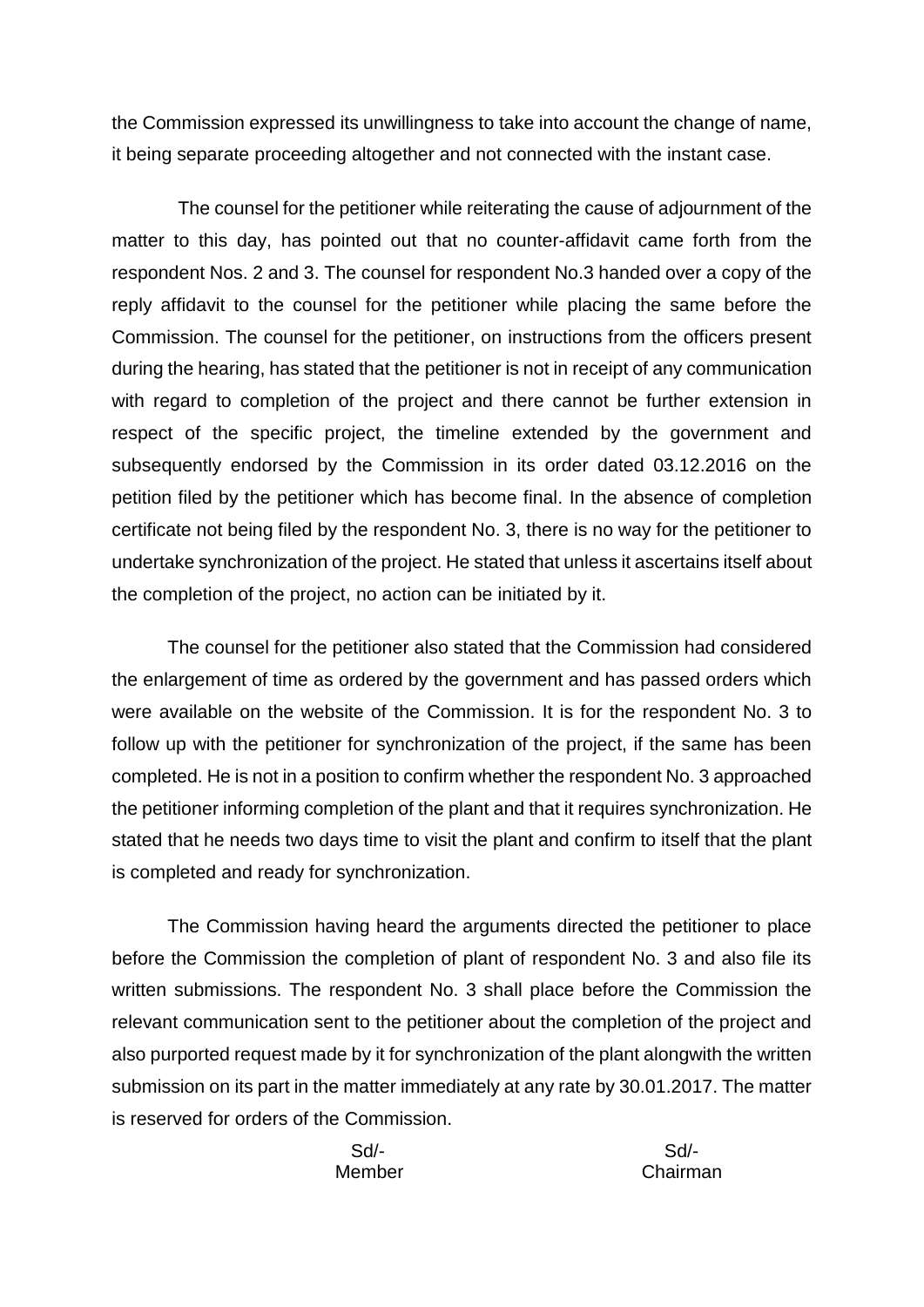the Commission expressed its unwillingness to take into account the change of name, it being separate proceeding altogether and not connected with the instant case.

The counsel for the petitioner while reiterating the cause of adjournment of the matter to this day, has pointed out that no counter-affidavit came forth from the respondent Nos. 2 and 3. The counsel for respondent No.3 handed over a copy of the reply affidavit to the counsel for the petitioner while placing the same before the Commission. The counsel for the petitioner, on instructions from the officers present during the hearing, has stated that the petitioner is not in receipt of any communication with regard to completion of the project and there cannot be further extension in respect of the specific project, the timeline extended by the government and subsequently endorsed by the Commission in its order dated 03.12.2016 on the petition filed by the petitioner which has become final. In the absence of completion certificate not being filed by the respondent No. 3, there is no way for the petitioner to undertake synchronization of the project. He stated that unless it ascertains itself about the completion of the project, no action can be initiated by it.

The counsel for the petitioner also stated that the Commission had considered the enlargement of time as ordered by the government and has passed orders which were available on the website of the Commission. It is for the respondent No. 3 to follow up with the petitioner for synchronization of the project, if the same has been completed. He is not in a position to confirm whether the respondent No. 3 approached the petitioner informing completion of the plant and that it requires synchronization. He stated that he needs two days time to visit the plant and confirm to itself that the plant is completed and ready for synchronization.

The Commission having heard the arguments directed the petitioner to place before the Commission the completion of plant of respondent No. 3 and also file its written submissions. The respondent No. 3 shall place before the Commission the relevant communication sent to the petitioner about the completion of the project and also purported request made by it for synchronization of the plant alongwith the written submission on its part in the matter immediately at any rate by 30.01.2017. The matter is reserved for orders of the Commission.

| | |
|---|---|
| Sd/- | Sd/- |
| Member | Chairman |